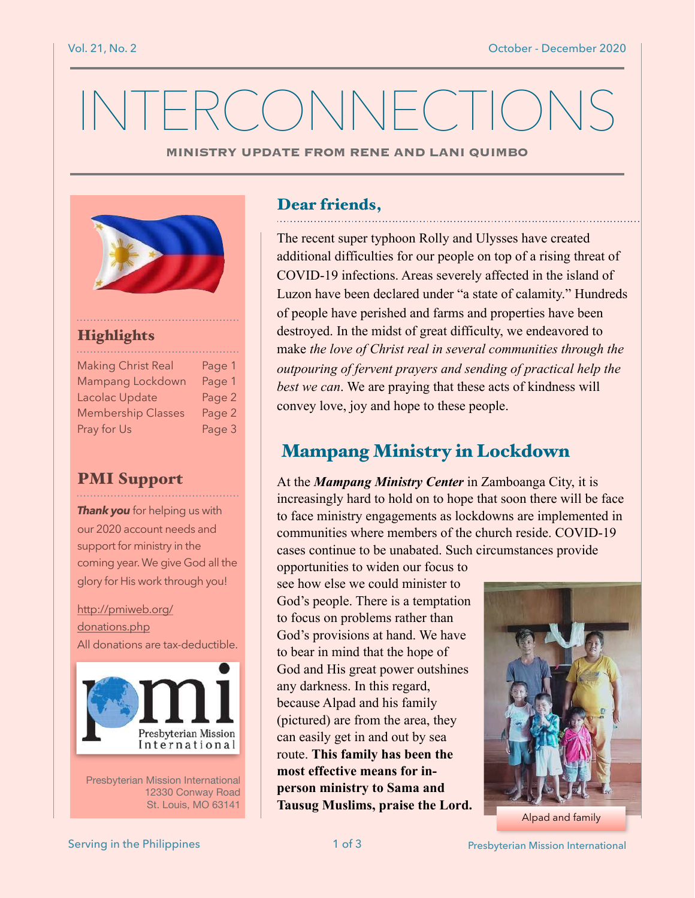# INTERCONNECTIONS

**MINISTRY UPDATE FROM RENE AND LANI QUIMBO**

## Highlights

| | |
|---|---|
| Making Christ Real | Page 1 |
| Mampang Lockdown | Page 1 |
| Lacolac Update | Page 2 |
| Membership Classes | Page 2 |
| Pray for Us | Page 3 |

## PMI Support

***Thank you*** for helping us with our 2020 account needs and support for ministry in the coming year. We give God all the glory for His work through you!

http://pmiweb.org/donations.php

All donations are tax-deductible.

Presbyterian Mission International
12330 Conway Road
St. Louis, MO 63141

## Dear friends,

The recent super typhoon Rolly and Ulysses have created additional difficulties for our people on top of a rising threat of COVID-19 infections. Areas severely affected in the island of Luzon have been declared under "a state of calamity." Hundreds of people have perished and farms and properties have been destroyed. In the midst of great difficulty, we endeavored to make *the love of Christ real in several communities through the outpouring of fervent prayers and sending of practical help the best we can*. We are praying that these acts of kindness will convey love, joy and hope to these people.

## Mampang Ministry in Lockdown

At the ***Mampang Ministry Center*** in Zamboanga City, it is increasingly hard to hold on to hope that soon there will be face to face ministry engagements as lockdowns are implemented in communities where members of the church reside. COVID-19 cases continue to be unabated. Such circumstances provide opportunities to widen our focus to see how else we could minister to God's people. There is a temptation to focus on problems rather than God's provisions at hand. We have to bear in mind that the hope of God and His great power outshines any darkness. In this regard, because Alpad and his family (pictured) are from the area, they can easily get in and out by sea route. **This family has been the most effective means for in-person ministry to Sama and Tausug Muslims, praise the Lord.**

Alpad and family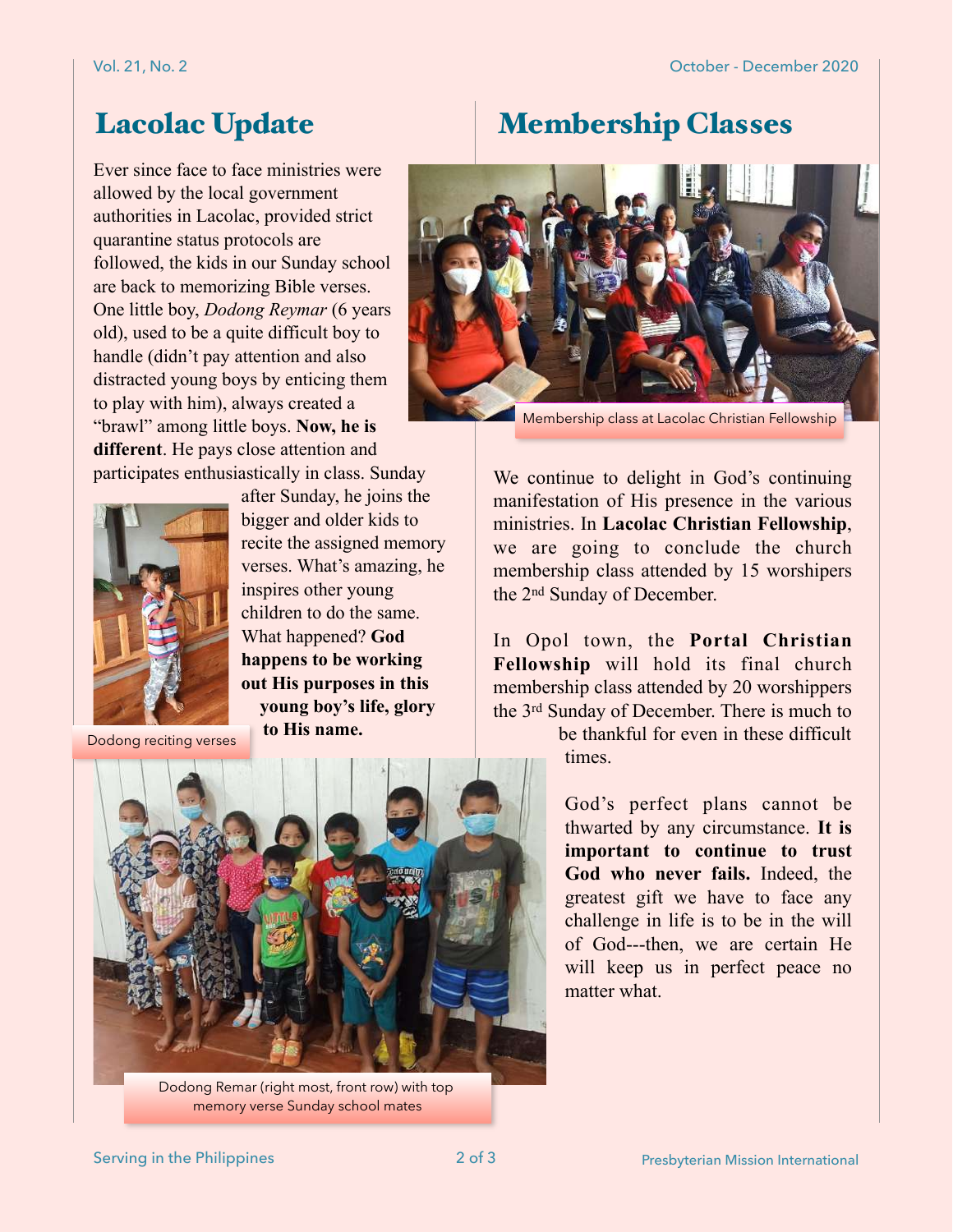# Lacolac Update

Ever since face to face ministries were allowed by the local government authorities in Lacolac, provided strict quarantine status protocols are followed, the kids in our Sunday school are back to memorizing Bible verses. One little boy, *Dodong Reymar* (6 years old), used to be a quite difficult boy to handle (didn't pay attention and also distracted young boys by enticing them to play with him), always created a "brawl" among little boys. **Now, he is different**. He pays close attention and participates enthusiastically in class. Sunday after Sunday, he joins the bigger and older kids to recite the assigned memory verses. What's amazing, he inspires other young children to do the same. What happened? **God happens to be working out His purposes in this young boy's life, glory to His name.**

Dodong reciting verses

Dodong Remar (right most, front row) with top memory verse Sunday school mates

# Membership Classes

Membership class at Lacolac Christian Fellowship

We continue to delight in God's continuing manifestation of His presence in the various ministries. In **Lacolac Christian Fellowship**, we are going to conclude the church membership class attended by 15 worshipers the 2nd Sunday of December.

In Opol town, the **Portal Christian Fellowship** will hold its final church membership class attended by 20 worshippers the 3rd Sunday of December. There is much to be thankful for even in these difficult times.

God's perfect plans cannot be thwarted by any circumstance. **It is important to continue to trust God who never fails.** Indeed, the greatest gift we have to face any challenge in life is to be in the will of God---then, we are certain He will keep us in perfect peace no matter what.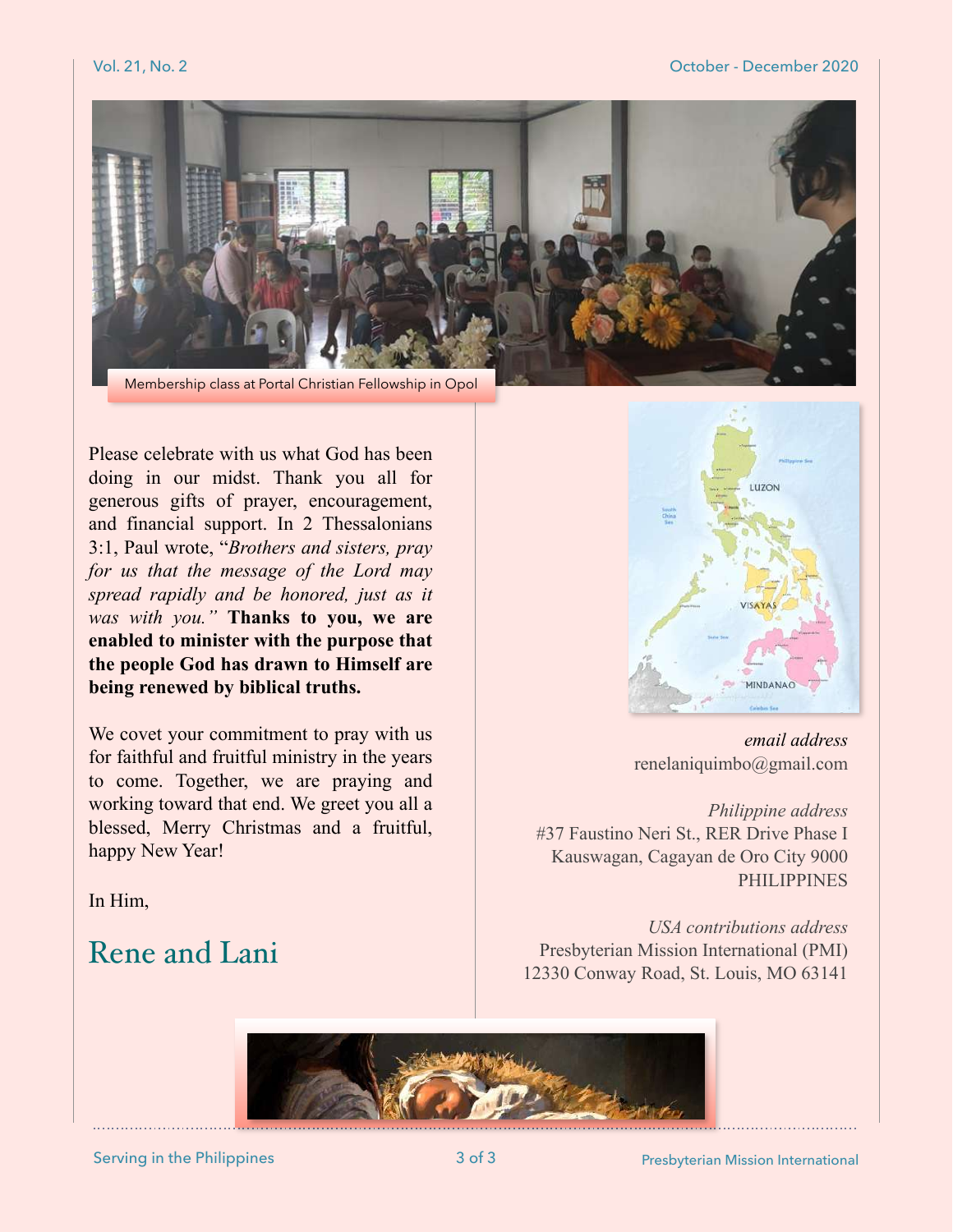Membership class at Portal Christian Fellowship in Opol

Please celebrate with us what God has been doing in our midst. Thank you all for generous gifts of prayer, encouragement, and financial support. In 2 Thessalonians 3:1, Paul wrote, "*Brothers and sisters, pray for us that the message of the Lord may spread rapidly and be honored, just as it was with you.*" **Thanks to you, we are enabled to minister with the purpose that the people God has drawn to Himself are being renewed by biblical truths.**

We covet your commitment to pray with us for faithful and fruitful ministry in the years to come. Together, we are praying and working toward that end. We greet you all a blessed, Merry Christmas and a fruitful, happy New Year!

In Him,

Rene and Lani

*email address*
renelaniquimbo@gmail.com

*Philippine address*
#37 Faustino Neri St., RER Drive Phase I
Kauswagan, Cagayan de Oro City 9000
PHILIPPINES

*USA contributions address*
Presbyterian Mission International (PMI)
12330 Conway Road, St. Louis, MO 63141